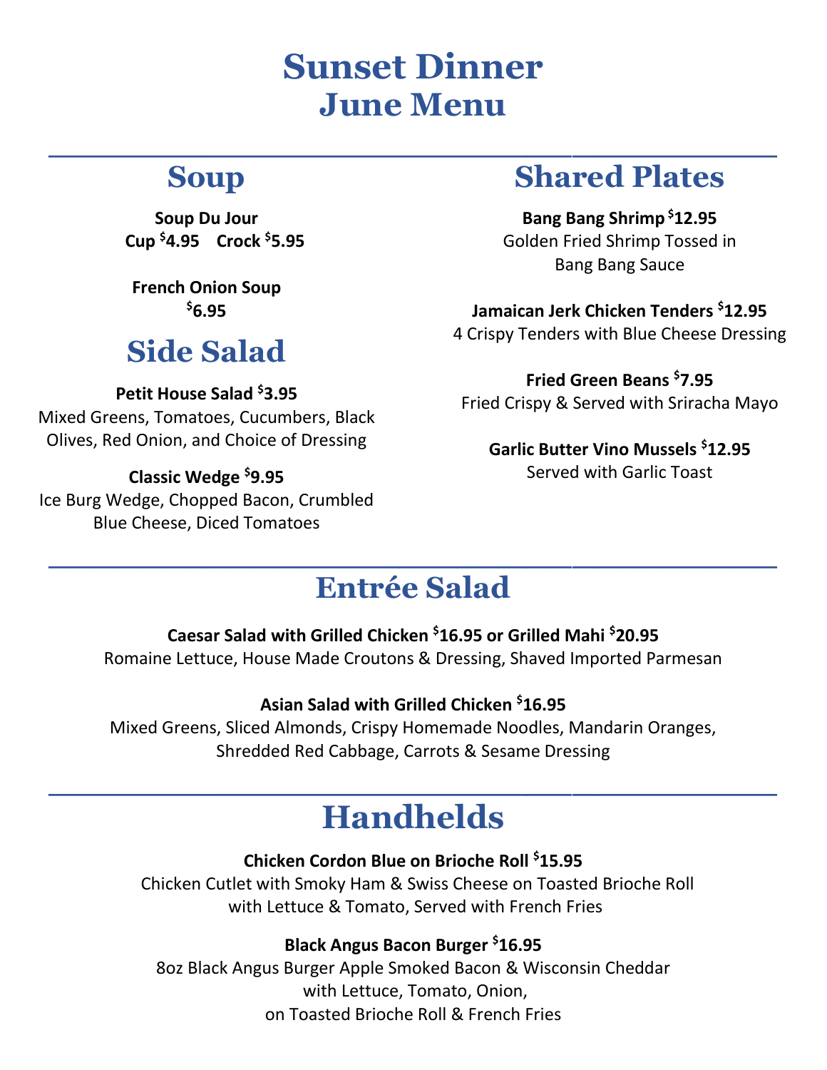# Sunset Dinner
# June Menu

## Soup

**Soup Du Jour**
**Cup $4.95 Crock $5.95**

**French Onion Soup**
**$6.95**

## Side Salad

**Petit House Salad $3.95**
Mixed Greens, Tomatoes, Cucumbers, Black Olives, Red Onion, and Choice of Dressing

**Classic Wedge $9.95**
Ice Burg Wedge, Chopped Bacon, Crumbled Blue Cheese, Diced Tomatoes

## Shared Plates

**Bang Bang Shrimp $12.95**
Golden Fried Shrimp Tossed in Bang Bang Sauce

**Jamaican Jerk Chicken Tenders $12.95**
4 Crispy Tenders with Blue Cheese Dressing

**Fried Green Beans $7.95**
Fried Crispy & Served with Sriracha Mayo

**Garlic Butter Vino Mussels $12.95**
Served with Garlic Toast

## Entrée Salad

**Caesar Salad with Grilled Chicken $16.95 or Grilled Mahi $20.95**
Romaine Lettuce, House Made Croutons & Dressing, Shaved Imported Parmesan

**Asian Salad with Grilled Chicken $16.95**
Mixed Greens, Sliced Almonds, Crispy Homemade Noodles, Mandarin Oranges, Shredded Red Cabbage, Carrots & Sesame Dressing

## Handhelds

**Chicken Cordon Blue on Brioche Roll $15.95**
Chicken Cutlet with Smoky Ham & Swiss Cheese on Toasted Brioche Roll with Lettuce & Tomato, Served with French Fries

**Black Angus Bacon Burger $16.95**
8oz Black Angus Burger Apple Smoked Bacon & Wisconsin Cheddar with Lettuce, Tomato, Onion, on Toasted Brioche Roll & French Fries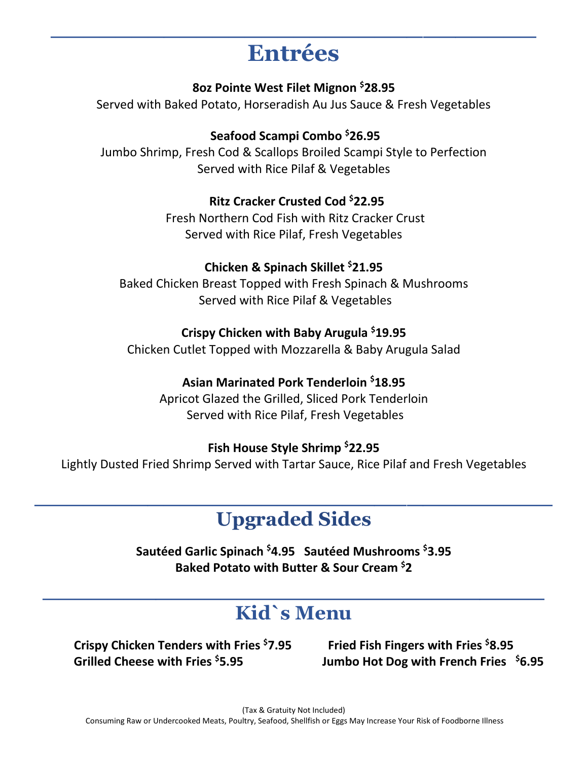# Entrées

**8oz Pointe West Filet Mignon $28.95**

Served with Baked Potato, Horseradish Au Jus Sauce & Fresh Vegetables

**Seafood Scampi Combo $26.95**

Jumbo Shrimp, Fresh Cod & Scallops Broiled Scampi Style to Perfection
Served with Rice Pilaf & Vegetables

**Ritz Cracker Crusted Cod $22.95**

Fresh Northern Cod Fish with Ritz Cracker Crust
Served with Rice Pilaf, Fresh Vegetables

**Chicken & Spinach Skillet $21.95**

Baked Chicken Breast Topped with Fresh Spinach & Mushrooms
Served with Rice Pilaf & Vegetables

**Crispy Chicken with Baby Arugula $19.95**

Chicken Cutlet Topped with Mozzarella & Baby Arugula Salad

**Asian Marinated Pork Tenderloin $18.95**

Apricot Glazed the Grilled, Sliced Pork Tenderloin
Served with Rice Pilaf, Fresh Vegetables

**Fish House Style Shrimp $22.95**

Lightly Dusted Fried Shrimp Served with Tartar Sauce, Rice Pilaf and Fresh Vegetables

# Upgraded Sides

**Sautéed Garlic Spinach $4.95 Sautéed Mushrooms $3.95**
**Baked Potato with Butter & Sour Cream $2**

# Kid`s Menu

**Crispy Chicken Tenders with Fries $7.95**
**Grilled Cheese with Fries $5.95**
**Fried Fish Fingers with Fries $8.95**
**Jumbo Hot Dog with French Fries $6.95**

(Tax & Gratuity Not Included)
Consuming Raw or Undercooked Meats, Poultry, Seafood, Shellfish or Eggs May Increase Your Risk of Foodborne Illness